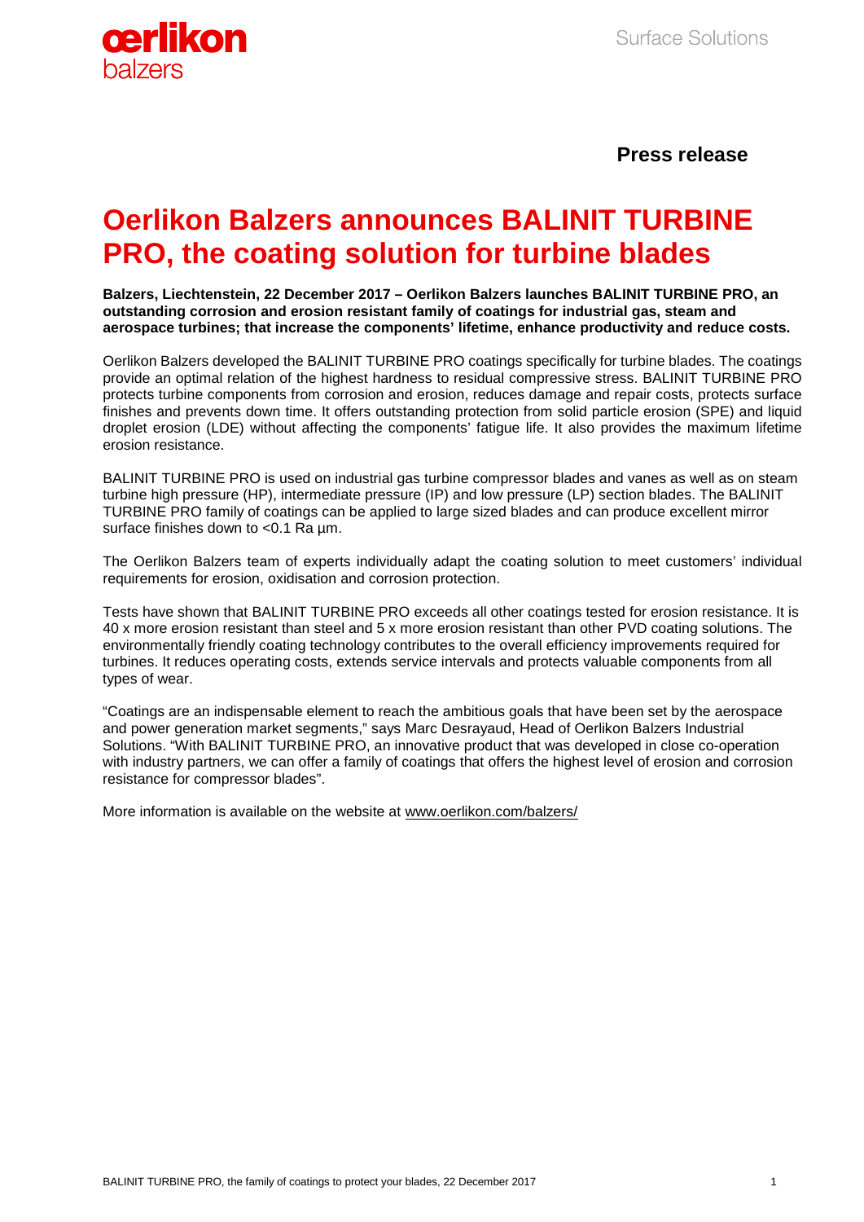**Press release**

# Oerlikon Balzers announces BALINIT TURBINE PRO, the coating solution for turbine blades

**Balzers, Liechtenstein, 22 December 2017 – Oerlikon Balzers launches BALINIT TURBINE PRO, an outstanding corrosion and erosion resistant family of coatings for industrial gas, steam and aerospace turbines; that increase the components' lifetime, enhance productivity and reduce costs.**

Oerlikon Balzers developed the BALINIT TURBINE PRO coatings specifically for turbine blades. The coatings provide an optimal relation of the highest hardness to residual compressive stress. BALINIT TURBINE PRO protects turbine components from corrosion and erosion, reduces damage and repair costs, protects surface finishes and prevents down time. It offers outstanding protection from solid particle erosion (SPE) and liquid droplet erosion (LDE) without affecting the components' fatigue life. It also provides the maximum lifetime erosion resistance.

BALINIT TURBINE PRO is used on industrial gas turbine compressor blades and vanes as well as on steam turbine high pressure (HP), intermediate pressure (IP) and low pressure (LP) section blades. The BALINIT TURBINE PRO family of coatings can be applied to large sized blades and can produce excellent mirror surface finishes down to <0.1 Ra µm.

The Oerlikon Balzers team of experts individually adapt the coating solution to meet customers' individual requirements for erosion, oxidisation and corrosion protection.

Tests have shown that BALINIT TURBINE PRO exceeds all other coatings tested for erosion resistance. It is 40 x more erosion resistant than steel and 5 x more erosion resistant than other PVD coating solutions. The environmentally friendly coating technology contributes to the overall efficiency improvements required for turbines. It reduces operating costs, extends service intervals and protects valuable components from all types of wear.

"Coatings are an indispensable element to reach the ambitious goals that have been set by the aerospace and power generation market segments," says Marc Desrayaud, Head of Oerlikon Balzers Industrial Solutions. "With BALINIT TURBINE PRO, an innovative product that was developed in close co-operation with industry partners, we can offer a family of coatings that offers the highest level of erosion and corrosion resistance for compressor blades".

More information is available on the website at www.oerlikon.com/balzers/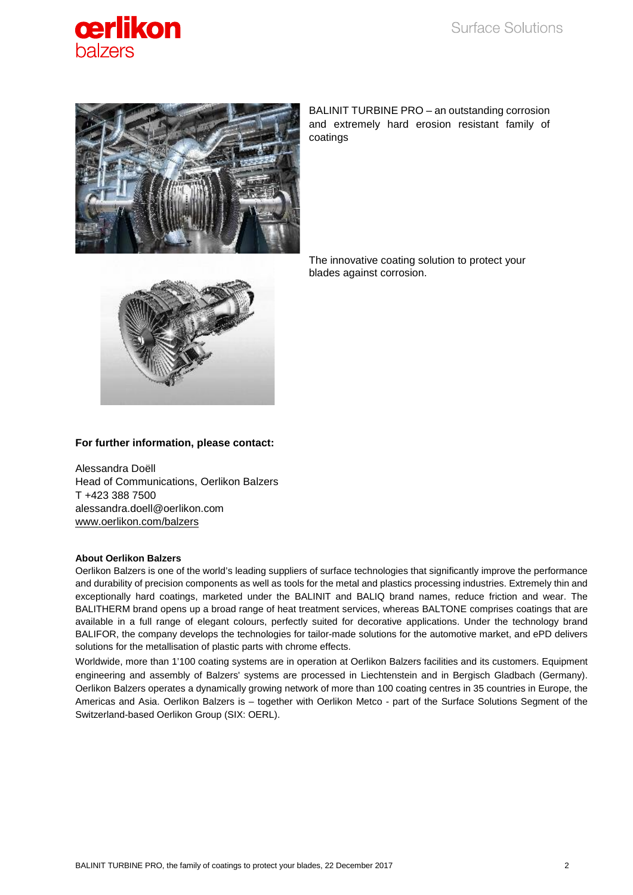BALINIT TURBINE PRO – an outstanding corrosion and extremely hard erosion resistant family of coatings

The innovative coating solution to protect your blades against corrosion.

**For further information, please contact:**

Alessandra Doëll  
Head of Communications, Oerlikon Balzers  
T +423 388 7500  
alessandra.doell@oerlikon.com  
www.oerlikon.com/balzers

**About Oerlikon Balzers**

Oerlikon Balzers is one of the world's leading suppliers of surface technologies that significantly improve the performance and durability of precision components as well as tools for the metal and plastics processing industries. Extremely thin and exceptionally hard coatings, marketed under the BALINIT and BALIQ brand names, reduce friction and wear. The BALITHERM brand opens up a broad range of heat treatment services, whereas BALTONE comprises coatings that are available in a full range of elegant colours, perfectly suited for decorative applications. Under the technology brand BALIFOR, the company develops the technologies for tailor-made solutions for the automotive market, and ePD delivers solutions for the metallisation of plastic parts with chrome effects.

Worldwide, more than 1'100 coating systems are in operation at Oerlikon Balzers facilities and its customers. Equipment engineering and assembly of Balzers' systems are processed in Liechtenstein and in Bergisch Gladbach (Germany). Oerlikon Balzers operates a dynamically growing network of more than 100 coating centres in 35 countries in Europe, the Americas and Asia. Oerlikon Balzers is – together with Oerlikon Metco - part of the Surface Solutions Segment of the Switzerland-based Oerlikon Group (SIX: OERL).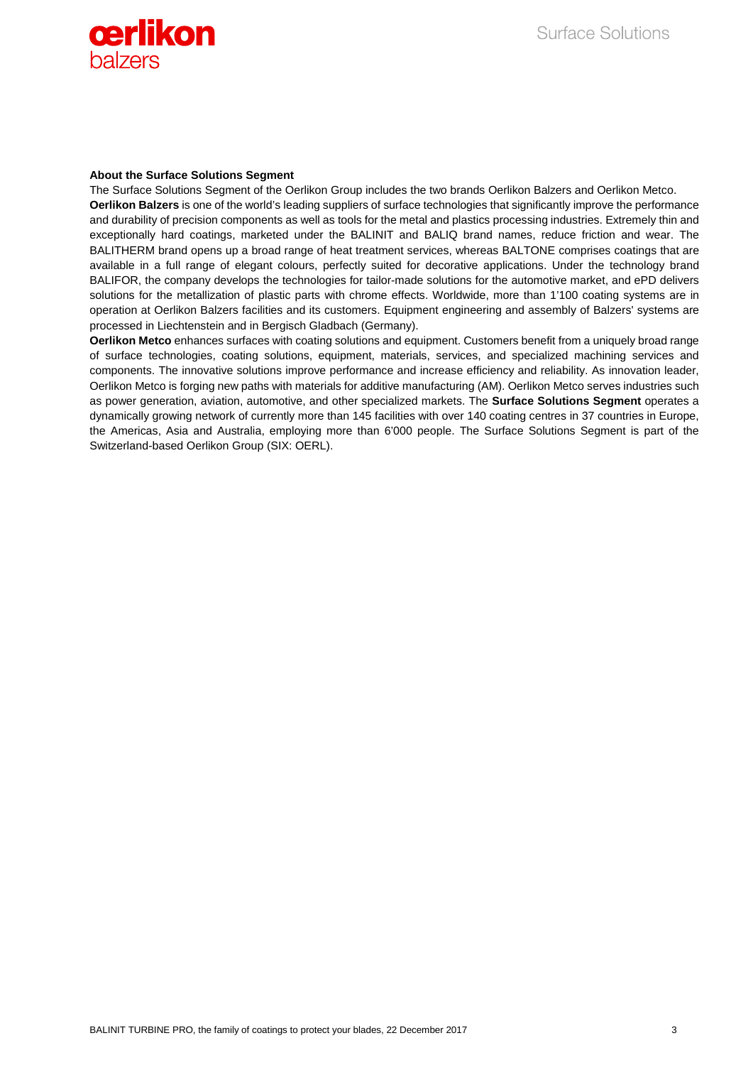**About the Surface Solutions Segment**

The Surface Solutions Segment of the Oerlikon Group includes the two brands Oerlikon Balzers and Oerlikon Metco.

**Oerlikon Balzers** is one of the world's leading suppliers of surface technologies that significantly improve the performance and durability of precision components as well as tools for the metal and plastics processing industries. Extremely thin and exceptionally hard coatings, marketed under the BALINIT and BALIQ brand names, reduce friction and wear. The BALITHERM brand opens up a broad range of heat treatment services, whereas BALTONE comprises coatings that are available in a full range of elegant colours, perfectly suited for decorative applications. Under the technology brand BALIFOR, the company develops the technologies for tailor-made solutions for the automotive market, and ePD delivers solutions for the metallization of plastic parts with chrome effects. Worldwide, more than 1'100 coating systems are in operation at Oerlikon Balzers facilities and its customers. Equipment engineering and assembly of Balzers' systems are processed in Liechtenstein and in Bergisch Gladbach (Germany).

**Oerlikon Metco** enhances surfaces with coating solutions and equipment. Customers benefit from a uniquely broad range of surface technologies, coating solutions, equipment, materials, services, and specialized machining services and components. The innovative solutions improve performance and increase efficiency and reliability. As innovation leader, Oerlikon Metco is forging new paths with materials for additive manufacturing (AM). Oerlikon Metco serves industries such as power generation, aviation, automotive, and other specialized markets. The **Surface Solutions Segment** operates a dynamically growing network of currently more than 145 facilities with over 140 coating centres in 37 countries in Europe, the Americas, Asia and Australia, employing more than 6'000 people. The Surface Solutions Segment is part of the Switzerland-based Oerlikon Group (SIX: OERL).